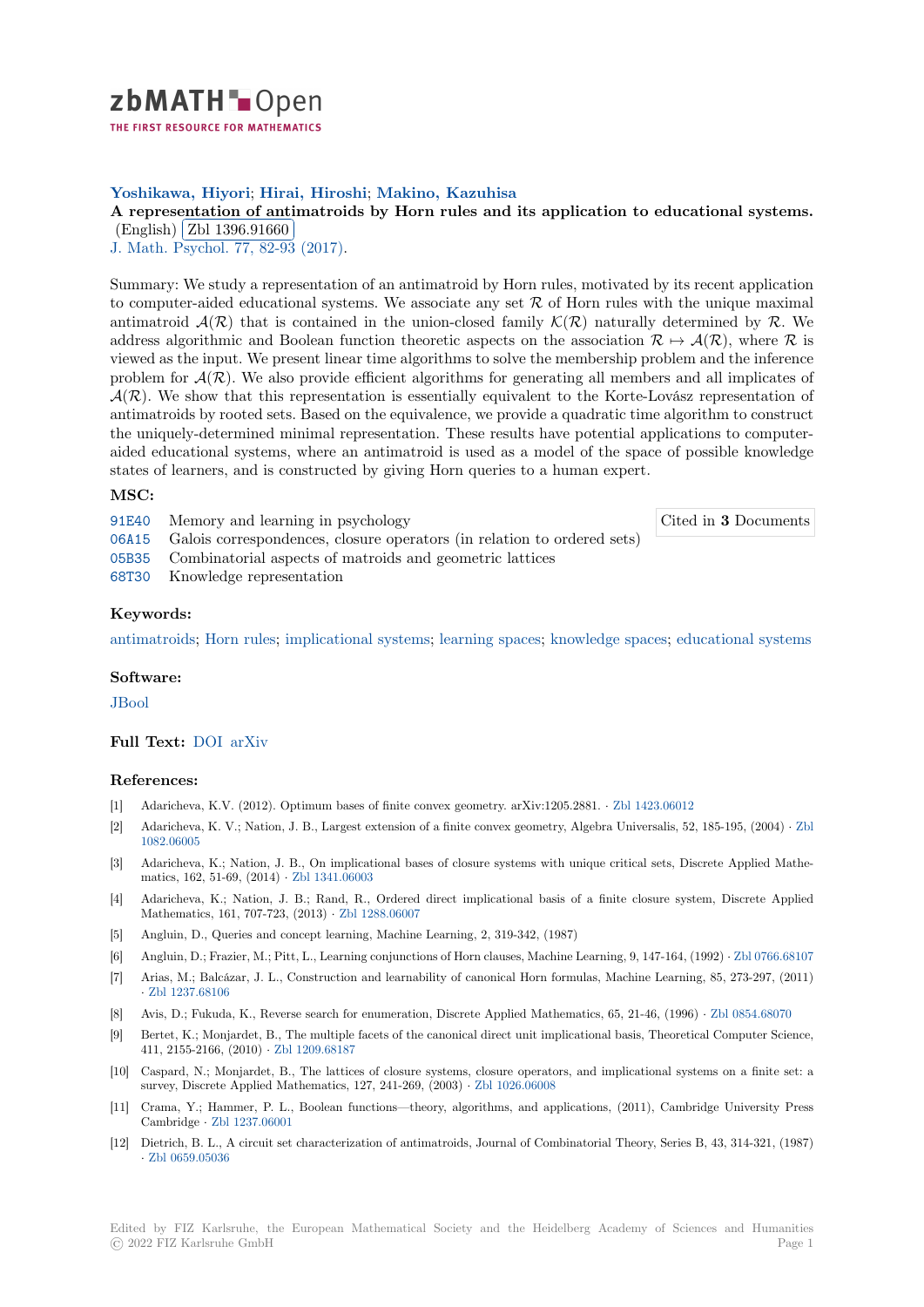Yoshikawa, Hiyori; Hirai, Hiroshi; Makino, Kazuhisa

**A representation of antimatroids by Horn rules and its application to educational systems.** (English) Zbl 1396.91660

J. Math. Psychol. 77, 82-93 (2017).

Summary: We study a representation of an antimatroid by Horn rules, motivated by its recent application to computer-aided educational systems. We associate any set $\mathcal{R}$ of Horn rules with the unique maximal antimatroid $\mathcal{A}(\mathcal{R})$ that is contained in the union-closed family $\mathcal{K}(\mathcal{R})$ naturally determined by $\mathcal{R}$. We address algorithmic and Boolean function theoretic aspects on the association $\mathcal{R} \mapsto \mathcal{A}(\mathcal{R})$, where $\mathcal{R}$ is viewed as the input. We present linear time algorithms to solve the membership problem and the inference problem for $\mathcal{A}(\mathcal{R})$. We also provide efficient algorithms for generating all members and all implicates of $\mathcal{A}(\mathcal{R})$. We show that this representation is essentially equivalent to the Korte-Lovász representation of antimatroids by rooted sets. Based on the equivalence, we provide a quadratic time algorithm to construct the uniquely-determined minimal representation. These results have potential applications to computer-aided educational systems, where an antimatroid is used as a model of the space of possible knowledge states of learners, and is constructed by giving Horn queries to a human expert.

### MSC:

- 91E40 Memory and learning in psychology
- 06A15 Galois correspondences, closure operators (in relation to ordered sets)
- 05B35 Combinatorial aspects of matroids and geometric lattices
- 68T30 Knowledge representation

Cited in **3** Documents

### Keywords:

antimatroids; Horn rules; implicational systems; learning spaces; knowledge spaces; educational systems

### Software:

JBool

**Full Text:** DOI arXiv

### References:

[1] Adaricheva, K.V. (2012). Optimum bases of finite convex geometry. arXiv:1205.2881. · Zbl 1423.06012

[2] Adaricheva, K. V.; Nation, J. B., Largest extension of a finite convex geometry, Algebra Universalis, 52, 185-195, (2004) · Zbl 1082.06005

[3] Adaricheva, K.; Nation, J. B., On implicational bases of closure systems with unique critical sets, Discrete Applied Mathematics, 162, 51-69, (2014) · Zbl 1341.06003

[4] Adaricheva, K.; Nation, J. B.; Rand, R., Ordered direct implicational basis of a finite closure system, Discrete Applied Mathematics, 161, 707-723, (2013) · Zbl 1288.06007

[5] Angluin, D., Queries and concept learning, Machine Learning, 2, 319-342, (1987)

[6] Angluin, D.; Frazier, M.; Pitt, L., Learning conjunctions of Horn clauses, Machine Learning, 9, 147-164, (1992) · Zbl 0766.68107

[7] Arias, M.; Balcázar, J. L., Construction and learnability of canonical Horn formulas, Machine Learning, 85, 273-297, (2011) · Zbl 1237.68106

[8] Avis, D.; Fukuda, K., Reverse search for enumeration, Discrete Applied Mathematics, 65, 21-46, (1996) · Zbl 0854.68070

[9] Bertet, K.; Monjardet, B., The multiple facets of the canonical direct unit implicational basis, Theoretical Computer Science, 411, 2155-2166, (2010) · Zbl 1209.68187

[10] Caspard, N.; Monjardet, B., The lattices of closure systems, closure operators, and implicational systems on a finite set: a survey, Discrete Applied Mathematics, 127, 241-269, (2003) · Zbl 1026.06008

[11] Crama, Y.; Hammer, P. L., Boolean functions—theory, algorithms, and applications, (2011), Cambridge University Press Cambridge · Zbl 1237.06001

[12] Dietrich, B. L., A circuit set characterization of antimatroids, Journal of Combinatorial Theory, Series B, 43, 314-321, (1987) · Zbl 0659.05036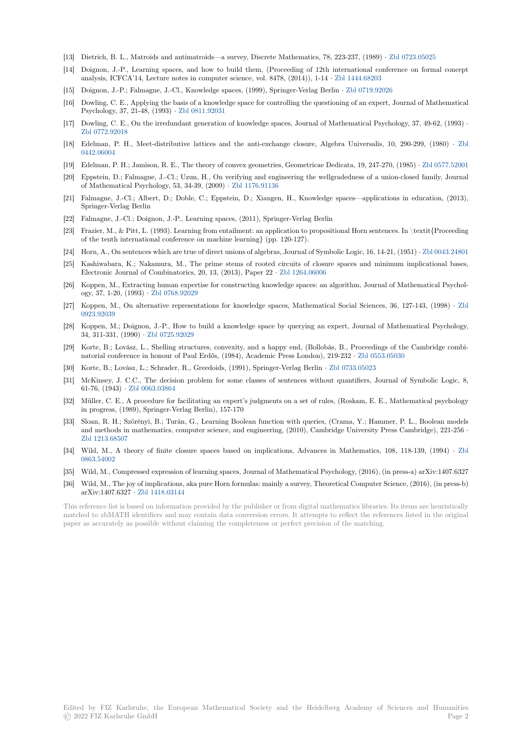- [13] Dietrich, B. L., Matroids and antimatroids—a survey, Discrete Mathematics, 78, 223-237, (1989) · Zbl 0723.05025
- [14] Doignon, J.-P., Learning spaces, and how to build them, (Proceeding of 12th international conference on formal concept analysis, ICFCA'14, Lecture notes in computer science, vol. 8478, (2014)), 1-14 · Zbl 1444.68203
- [15] Doignon, J.-P.; Falmagne, J.-Cl., Knowledge spaces, (1999), Springer-Verlag Berlin · Zbl 0719.92026
- [16] Dowling, C. E., Applying the basis of a knowledge space for controlling the questioning of an expert, Journal of Mathematical Psychology, 37, 21-48, (1993) · Zbl 0811.92031
- [17] Dowling, C. E., On the irredundant generation of knowledge spaces, Journal of Mathematical Psychology, 37, 49-62, (1993) · Zbl 0772.92018
- [18] Edelman, P. H., Meet-distributive lattices and the anti-exchange closure, Algebra Universalis, 10, 290-299, (1980) · Zbl 0442.06004
- [19] Edelman, P. H.; Jamison, R. E., The theory of convex geometries, Geometricae Dedicata, 19, 247-270, (1985) · Zbl 0577.52001
- [20] Eppstein, D.; Falmagne, J.-Cl.; Uzun, H., On verifying and engineering the wellgradedness of a union-closed family, Journal of Mathematical Psychology, 53, 34-39, (2009) · Zbl 1176.91136
- [21] Falmagne, J.-Cl.; Albert, D.; Doble, C.; Eppstein, D.; Xiangen, H., Knowledge spaces—applications in education, (2013), Springer-Verlag Berlin
- [22] Falmagne, J.-Cl.; Doignon, J.-P., Learning spaces, (2011), Springer-Verlag Berlin
- [23] Frazier, M., & Pitt, L. (1993). Learning from entailment: an application to propositional Horn sentences. In \textit{Proceeding of the tenth international conference on machine learning} (pp. 120-127).
- [24] Horn, A., On sentences which are true of direct unions of algebras, Journal of Symbolic Logic, 16, 14-21, (1951) · Zbl 0043.24801
- [25] Kashiwabara, K.; Nakamura, M., The prime stems of rooted circuits of closure spaces and minimum implicational bases, Electronic Journal of Combinatorics, 20, 13, (2013), Paper 22 · Zbl 1264.06006
- [26] Koppen, M., Extracting human expertise for constructing knowledge spaces: an algorithm, Journal of Mathematical Psychology, 37, 1-20, (1993) · Zbl 0768.92029
- [27] Koppen, M., On alternative representations for knowledge spaces, Mathematical Social Sciences, 36, 127-143, (1998) · Zbl 0923.92039
- [28] Koppen, M.; Doignon, J.-P., How to build a knowledge space by querying an expert, Journal of Mathematical Psychology, 34, 311-331, (1990) · Zbl 0725.92029
- [29] Korte, B.; Lovász, L., Shelling structures, convexity, and a happy end, (Bollobás, B., Proceedings of the Cambridge combinatorial conference in honour of Paul Erdős, (1984), Academic Press London), 219-232 · Zbl 0553.05030
- [30] Korte, B.; Lovász, L.; Schrader, R., Greedoids, (1991), Springer-Verlag Berlin · Zbl 0733.05023
- [31] McKinsey, J. C.C., The decision problem for some classes of sentences without quantifiers, Journal of Symbolic Logic, 8, 61-76, (1943) · Zbl 0063.03864
- [32] Müller, C. E., A procedure for facilitating an expert's judgments on a set of rules, (Roskam, E. E., Mathematical psychology in progress, (1989), Springer-Verlag Berlin), 157-170
- [33] Sloan, R. H.; Szörényi, B.; Turán, G., Learning Boolean function with queries, (Crama, Y.; Hammer, P. L., Boolean models and methods in mathematics, computer science, and engineering, (2010), Cambridge University Press Cambridge), 221-256 · Zbl 1213.68507
- [34] Wild, M., A theory of finite closure spaces based on implications, Advances in Mathematics, 108, 118-139, (1994) · Zbl 0863.54002
- [35] Wild, M., Compressed expression of learning spaces, Journal of Mathematical Psychology, (2016), (in press-a) arXiv:1407.6327
- [36] Wild, M., The joy of implications, aka pure Horn formulas: mainly a survey, Theoretical Computer Science, (2016), (in press-b) arXiv:1407.6327 · Zbl 1418.03144

This reference list is based on information provided by the publisher or from digital mathematics libraries. Its items are heuristically matched to zbMATH identifiers and may contain data conversion errors. It attempts to reflect the references listed in the original paper as accurately as possible without claiming the completeness or perfect precision of the matching.